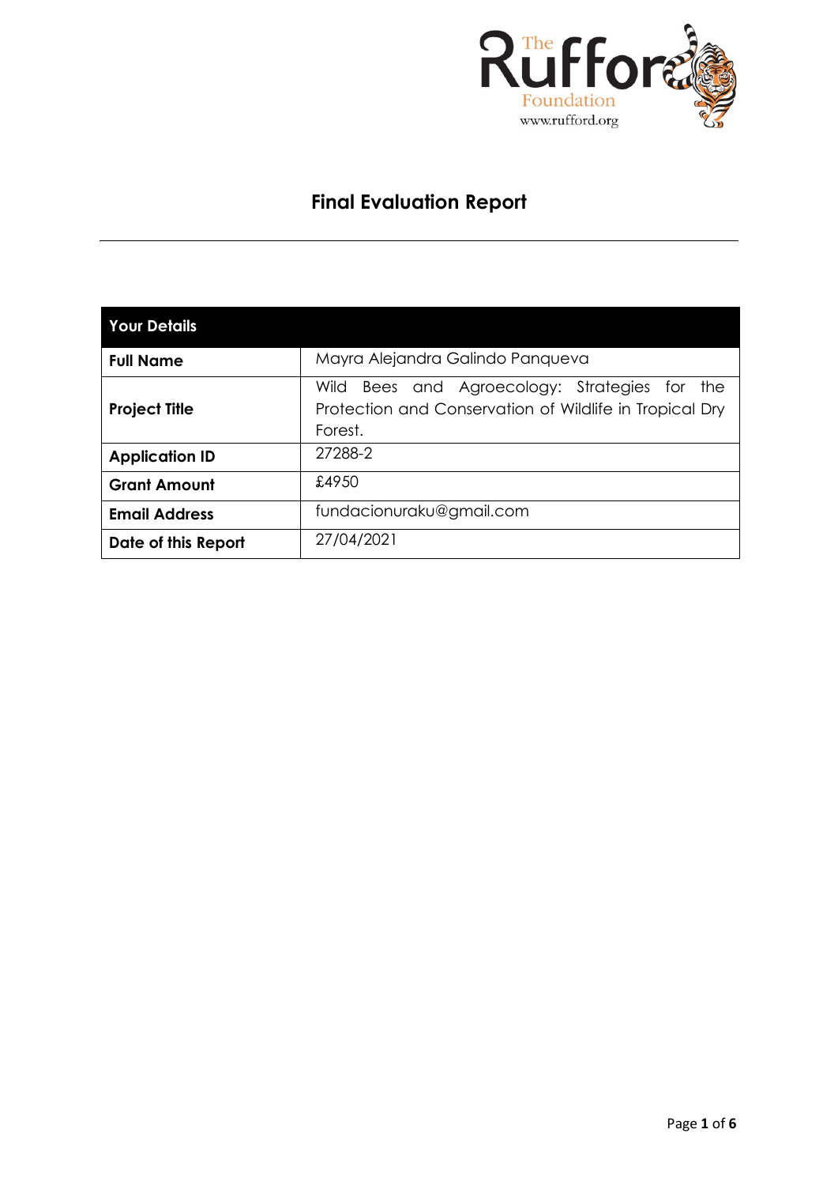# Final Evaluation Report

| Your Details | |
|---|---|
| **Full Name** | Mayra Alejandra Galindo Panqueva |
| **Project Title** | Wild Bees and Agroecology: Strategies for the Protection and Conservation of Wildlife in Tropical Dry Forest. |
| **Application ID** | 27288-2 |
| **Grant Amount** | £4950 |
| **Email Address** | fundacionuraku@gmail.com |
| **Date of this Report** | 27/04/2021 |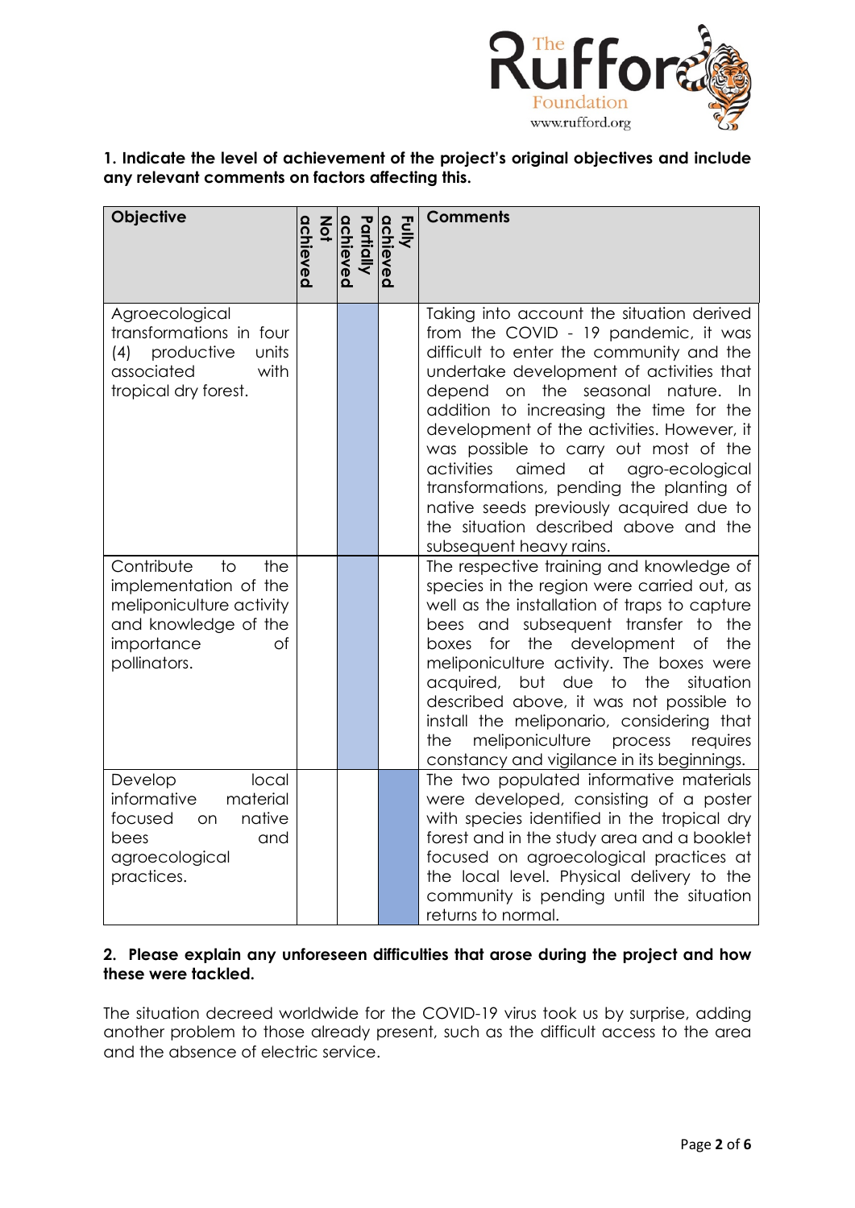**1. Indicate the level of achievement of the project's original objectives and include any relevant comments on factors affecting this.**

| Objective | Not achieved | Partially achieved | Fully achieved | Comments |
|---|---|---|---|---|
| Agroecological transformations in four (4) productive units associated with tropical dry forest. | | X | | Taking into account the situation derived from the COVID - 19 pandemic, it was difficult to enter the community and the undertake development of activities that depend on the seasonal nature. In addition to increasing the time for the development of the activities. However, it was possible to carry out most of the activities aimed at agro-ecological transformations, pending the planting of native seeds previously acquired due to the situation described above and the subsequent heavy rains. |
| Contribute to the implementation of the meliponiculture activity and knowledge of the importance of pollinators. | | X | | The respective training and knowledge of species in the region were carried out, as well as the installation of traps to capture bees and subsequent transfer to the boxes for the development of the meliponiculture activity. The boxes were acquired, but due to the situation described above, it was not possible to install the meliponario, considering that the meliponiculture process requires constancy and vigilance in its beginnings. |
| Develop local informative material focused on native bees and agroecological practices. | | | X | The two populated informative materials were developed, consisting of a poster with species identified in the tropical dry forest and in the study area and a booklet focused on agroecological practices at the local level. Physical delivery to the community is pending until the situation returns to normal. |

**2. Please explain any unforeseen difficulties that arose during the project and how these were tackled.**

The situation decreed worldwide for the COVID-19 virus took us by surprise, adding another problem to those already present, such as the difficult access to the area and the absence of electric service.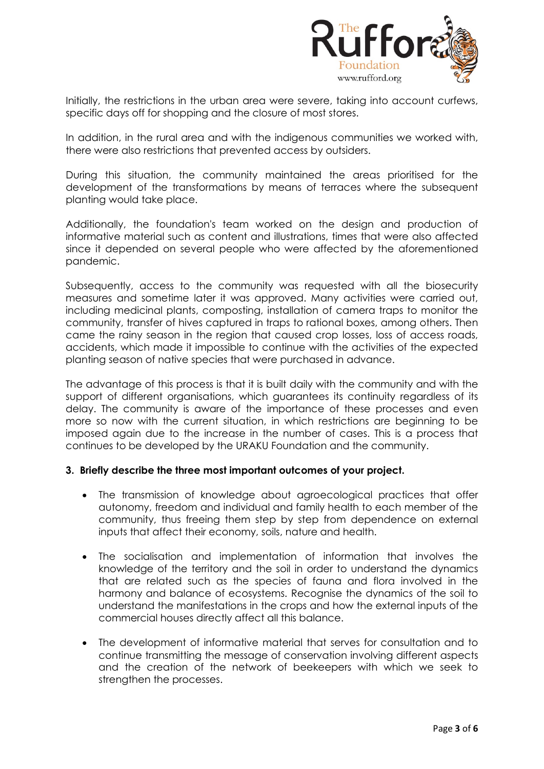Initially, the restrictions in the urban area were severe, taking into account curfews, specific days off for shopping and the closure of most stores.

In addition, in the rural area and with the indigenous communities we worked with, there were also restrictions that prevented access by outsiders.

During this situation, the community maintained the areas prioritised for the development of the transformations by means of terraces where the subsequent planting would take place.

Additionally, the foundation's team worked on the design and production of informative material such as content and illustrations, times that were also affected since it depended on several people who were affected by the aforementioned pandemic.

Subsequently, access to the community was requested with all the biosecurity measures and sometime later it was approved. Many activities were carried out, including medicinal plants, composting, installation of camera traps to monitor the community, transfer of hives captured in traps to rational boxes, among others. Then came the rainy season in the region that caused crop losses, loss of access roads, accidents, which made it impossible to continue with the activities of the expected planting season of native species that were purchased in advance.

The advantage of this process is that it is built daily with the community and with the support of different organisations, which guarantees its continuity regardless of its delay. The community is aware of the importance of these processes and even more so now with the current situation, in which restrictions are beginning to be imposed again due to the increase in the number of cases. This is a process that continues to be developed by the URAKU Foundation and the community.

**3. Briefly describe the three most important outcomes of your project.**

- The transmission of knowledge about agroecological practices that offer autonomy, freedom and individual and family health to each member of the community, thus freeing them step by step from dependence on external inputs that affect their economy, soils, nature and health.
- The socialisation and implementation of information that involves the knowledge of the territory and the soil in order to understand the dynamics that are related such as the species of fauna and flora involved in the harmony and balance of ecosystems. Recognise the dynamics of the soil to understand the manifestations in the crops and how the external inputs of the commercial houses directly affect all this balance.
- The development of informative material that serves for consultation and to continue transmitting the message of conservation involving different aspects and the creation of the network of beekeepers with which we seek to strengthen the processes.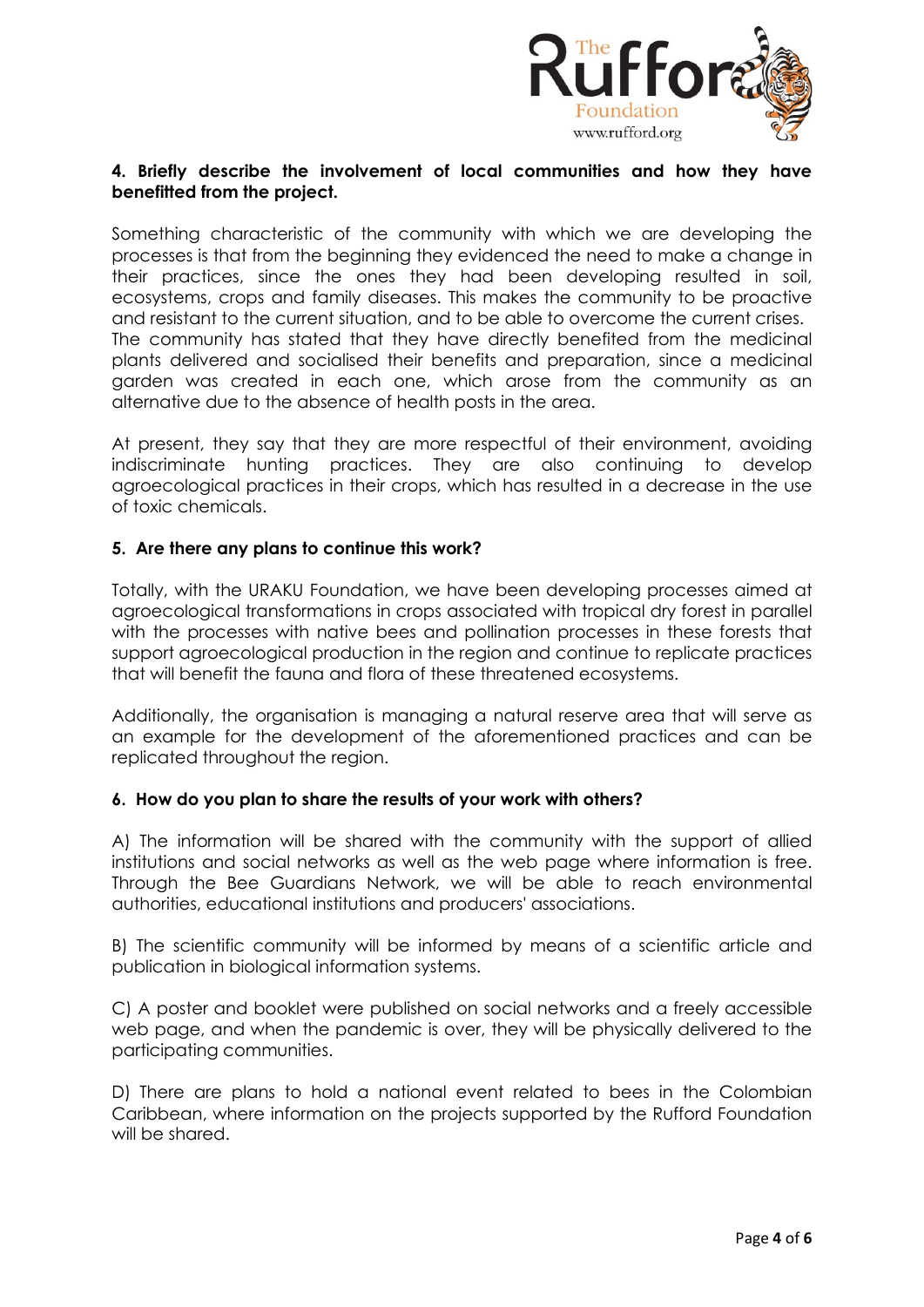**4. Briefly describe the involvement of local communities and how they have benefitted from the project.**

Something characteristic of the community with which we are developing the processes is that from the beginning they evidenced the need to make a change in their practices, since the ones they had been developing resulted in soil, ecosystems, crops and family diseases. This makes the community to be proactive and resistant to the current situation, and to be able to overcome the current crises. The community has stated that they have directly benefited from the medicinal plants delivered and socialised their benefits and preparation, since a medicinal garden was created in each one, which arose from the community as an alternative due to the absence of health posts in the area.

At present, they say that they are more respectful of their environment, avoiding indiscriminate hunting practices. They are also continuing to develop agroecological practices in their crops, which has resulted in a decrease in the use of toxic chemicals.

**5. Are there any plans to continue this work?**

Totally, with the URAKU Foundation, we have been developing processes aimed at agroecological transformations in crops associated with tropical dry forest in parallel with the processes with native bees and pollination processes in these forests that support agroecological production in the region and continue to replicate practices that will benefit the fauna and flora of these threatened ecosystems.

Additionally, the organisation is managing a natural reserve area that will serve as an example for the development of the aforementioned practices and can be replicated throughout the region.

**6. How do you plan to share the results of your work with others?**

A) The information will be shared with the community with the support of allied institutions and social networks as well as the web page where information is free. Through the Bee Guardians Network, we will be able to reach environmental authorities, educational institutions and producers' associations.

B) The scientific community will be informed by means of a scientific article and publication in biological information systems.

C) A poster and booklet were published on social networks and a freely accessible web page, and when the pandemic is over, they will be physically delivered to the participating communities.

D) There are plans to hold a national event related to bees in the Colombian Caribbean, where information on the projects supported by the Rufford Foundation will be shared.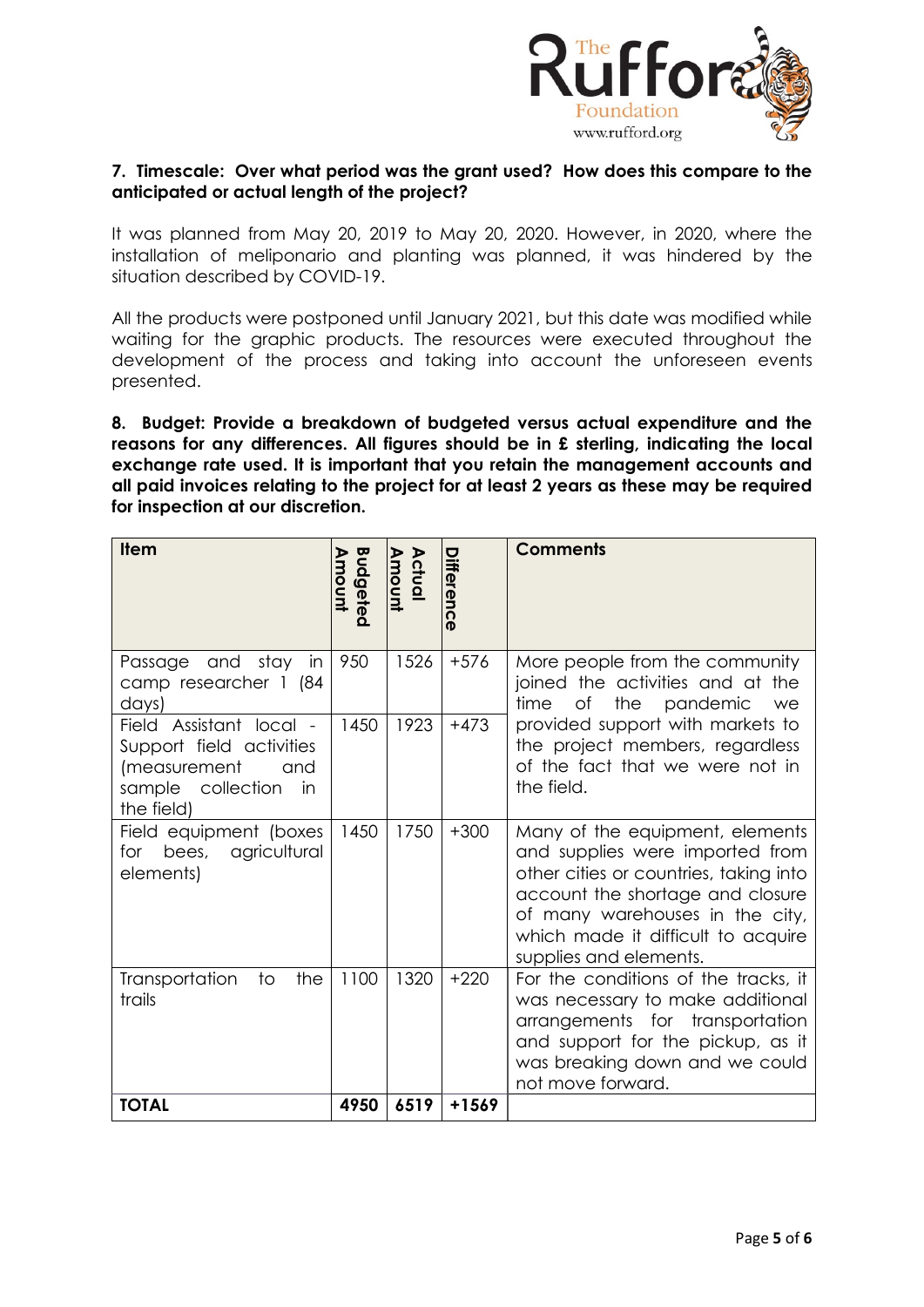**7. Timescale: Over what period was the grant used? How does this compare to the anticipated or actual length of the project?**

It was planned from May 20, 2019 to May 20, 2020. However, in 2020, where the installation of meliponario and planting was planned, it was hindered by the situation described by COVID-19.

All the products were postponed until January 2021, but this date was modified while waiting for the graphic products. The resources were executed throughout the development of the process and taking into account the unforeseen events presented.

**8. Budget: Provide a breakdown of budgeted versus actual expenditure and the reasons for any differences. All figures should be in £ sterling, indicating the local exchange rate used. It is important that you retain the management accounts and all paid invoices relating to the project for at least 2 years as these may be required for inspection at our discretion.**

| Item | Budgeted Amount | Actual Amount | Difference | Comments |
|---|---|---|---|---|
| Passage and stay in camp researcher 1 (84 days) | 950 | 1526 | +576 | More people from the community joined the activities and at the time of the pandemic we provided support with markets to the project members, regardless of the fact that we were not in the field. |
| Field Assistant local - Support field activities (measurement and sample collection in the field) | 1450 | 1923 | +473 | |
| Field equipment (boxes for bees, agricultural elements) | 1450 | 1750 | +300 | Many of the equipment, elements and supplies were imported from other cities or countries, taking into account the shortage and closure of many warehouses in the city, which made it difficult to acquire supplies and elements. |
| Transportation to the trails | 1100 | 1320 | +220 | For the conditions of the tracks, it was necessary to make additional arrangements for transportation and support for the pickup, as it was breaking down and we could not move forward. |
| **TOTAL** | **4950** | **6519** | **+1569** | |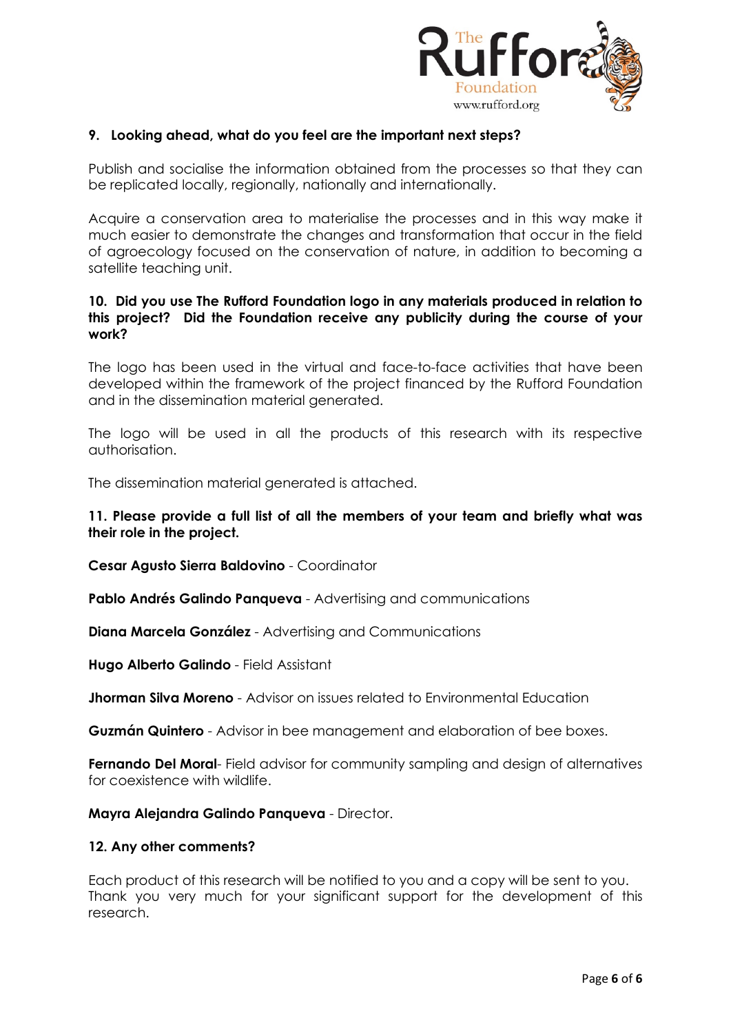**9. Looking ahead, what do you feel are the important next steps?**

Publish and socialise the information obtained from the processes so that they can be replicated locally, regionally, nationally and internationally.

Acquire a conservation area to materialise the processes and in this way make it much easier to demonstrate the changes and transformation that occur in the field of agroecology focused on the conservation of nature, in addition to becoming a satellite teaching unit.

**10. Did you use The Rufford Foundation logo in any materials produced in relation to this project? Did the Foundation receive any publicity during the course of your work?**

The logo has been used in the virtual and face-to-face activities that have been developed within the framework of the project financed by the Rufford Foundation and in the dissemination material generated.

The logo will be used in all the products of this research with its respective authorisation.

The dissemination material generated is attached.

**11. Please provide a full list of all the members of your team and briefly what was their role in the project.**

**Cesar Agusto Sierra Baldovino** - Coordinator

**Pablo Andrés Galindo Panqueva** - Advertising and communications

**Diana Marcela González** - Advertising and Communications

**Hugo Alberto Galindo** - Field Assistant

**Jhorman Silva Moreno** - Advisor on issues related to Environmental Education

**Guzmán Quintero** - Advisor in bee management and elaboration of bee boxes.

**Fernando Del Moral**- Field advisor for community sampling and design of alternatives for coexistence with wildlife.

**Mayra Alejandra Galindo Panqueva** - Director.

**12. Any other comments?**

Each product of this research will be notified to you and a copy will be sent to you. Thank you very much for your significant support for the development of this research.